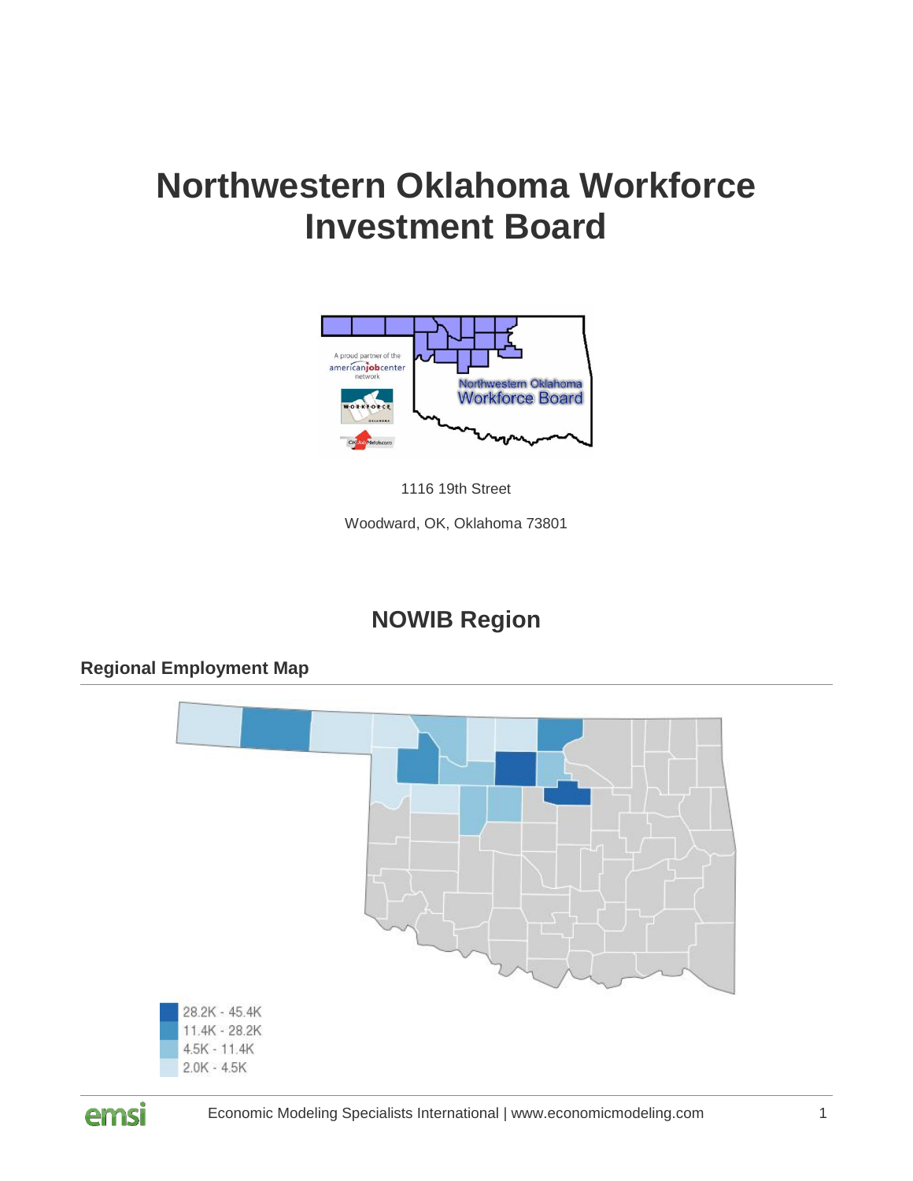# Northwestern Oklahoma Workforce Investment Board

1116 19th Street

Woodward, OK, Oklahoma 73801

## NOWIB Region

### Regional Employment Map

28.2K - 45.4K
11.4K - 28.2K
4.5K - 11.4K
2.0K - 4.5K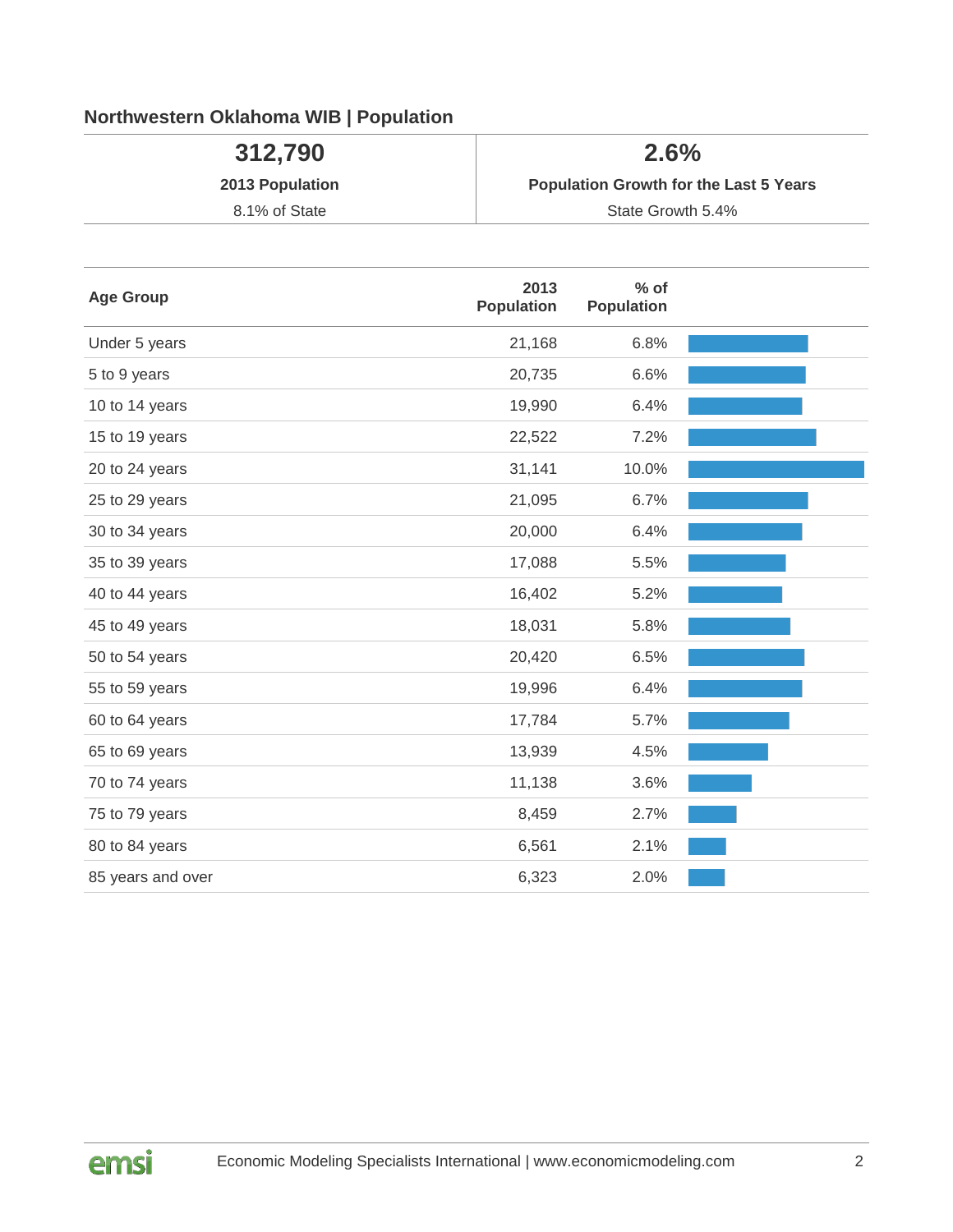## Northwestern Oklahoma WIB | Population

| 312,790 | 2.6% |
|---|---|
| **2013 Population** | **Population Growth for the Last 5 Years** |
| 8.1% of State | State Growth 5.4% |

| Age Group | 2013 Population | % of Population |
|---|---|---|
| Under 5 years | 21,168 | 6.8% |
| 5 to 9 years | 20,735 | 6.6% |
| 10 to 14 years | 19,990 | 6.4% |
| 15 to 19 years | 22,522 | 7.2% |
| 20 to 24 years | 31,141 | 10.0% |
| 25 to 29 years | 21,095 | 6.7% |
| 30 to 34 years | 20,000 | 6.4% |
| 35 to 39 years | 17,088 | 5.5% |
| 40 to 44 years | 16,402 | 5.2% |
| 45 to 49 years | 18,031 | 5.8% |
| 50 to 54 years | 20,420 | 6.5% |
| 55 to 59 years | 19,996 | 6.4% |
| 60 to 64 years | 17,784 | 5.7% |
| 65 to 69 years | 13,939 | 4.5% |
| 70 to 74 years | 11,138 | 3.6% |
| 75 to 79 years | 8,459 | 2.7% |
| 80 to 84 years | 6,561 | 2.1% |
| 85 years and over | 6,323 | 2.0% |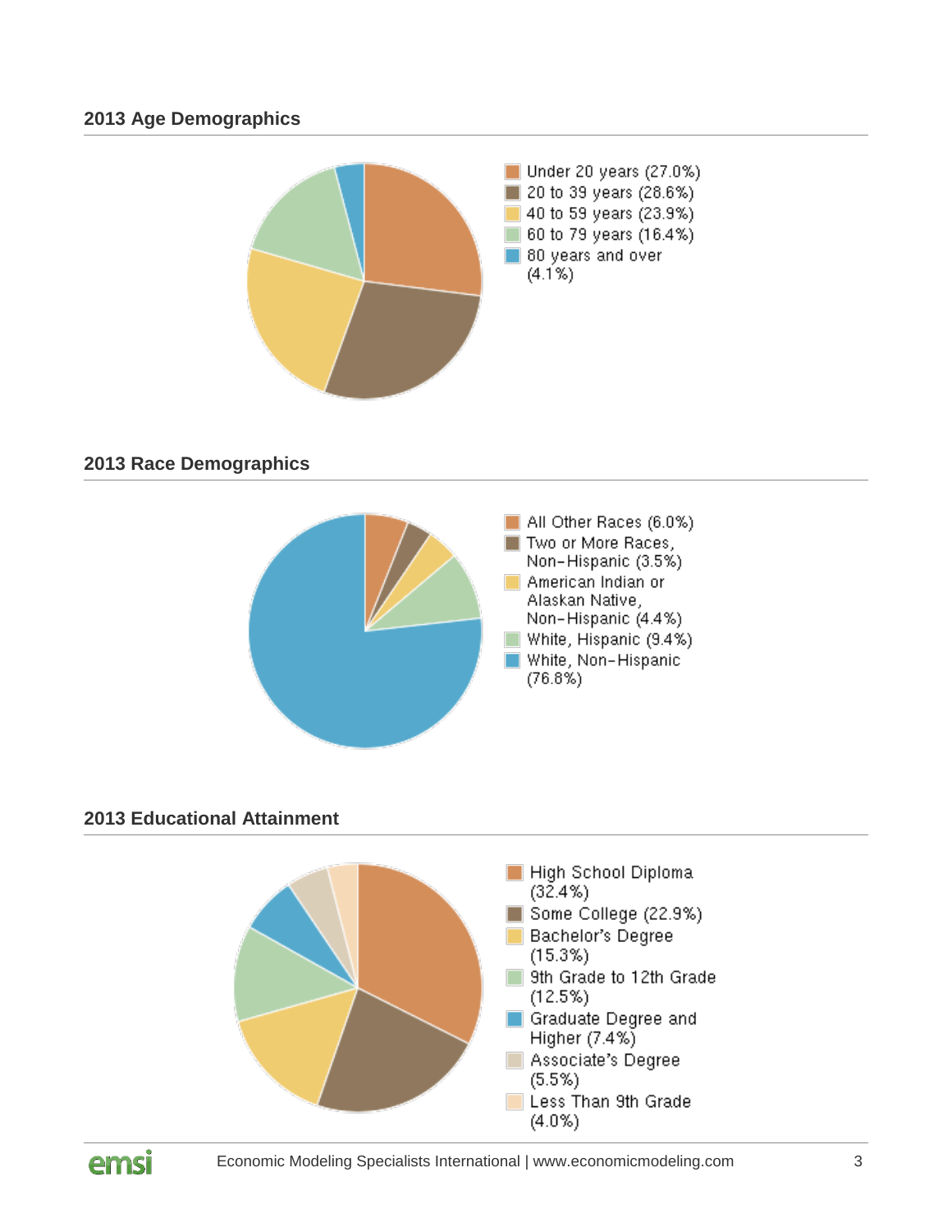### 2013 Age Demographics

- Under 20 years (27.0%)
- 20 to 39 years (28.6%)
- 40 to 59 years (23.9%)
- 60 to 79 years (16.4%)
- 80 years and over (4.1%)

### 2013 Race Demographics

- All Other Races (6.0%)
- Two or More Races, Non-Hispanic (3.5%)
- American Indian or Alaskan Native, Non-Hispanic (4.4%)
- White, Hispanic (9.4%)
- White, Non-Hispanic (76.8%)

### 2013 Educational Attainment

- High School Diploma (32.4%)
- Some College (22.9%)
- Bachelor's Degree (15.3%)
- 9th Grade to 12th Grade (12.5%)
- Graduate Degree and Higher (7.4%)
- Associate's Degree (5.5%)
- Less Than 9th Grade (4.0%)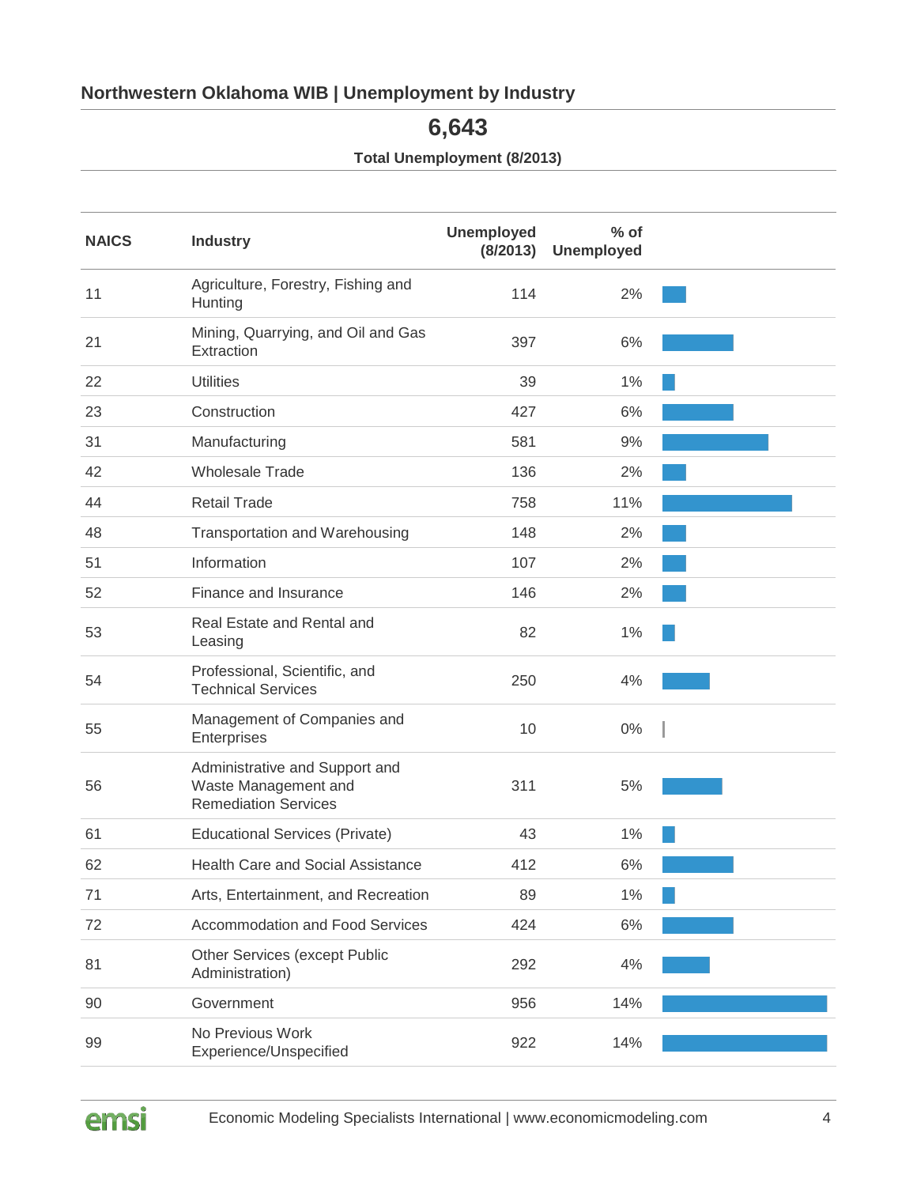## Northwestern Oklahoma WIB | Unemployment by Industry

**6,643**

**Total Unemployment (8/2013)**

| NAICS | Industry | Unemployed (8/2013) | % of Unemployed |
|---|---|---|---|
| 11 | Agriculture, Forestry, Fishing and Hunting | 114 | 2% |
| 21 | Mining, Quarrying, and Oil and Gas Extraction | 397 | 6% |
| 22 | Utilities | 39 | 1% |
| 23 | Construction | 427 | 6% |
| 31 | Manufacturing | 581 | 9% |
| 42 | Wholesale Trade | 136 | 2% |
| 44 | Retail Trade | 758 | 11% |
| 48 | Transportation and Warehousing | 148 | 2% |
| 51 | Information | 107 | 2% |
| 52 | Finance and Insurance | 146 | 2% |
| 53 | Real Estate and Rental and Leasing | 82 | 1% |
| 54 | Professional, Scientific, and Technical Services | 250 | 4% |
| 55 | Management of Companies and Enterprises | 10 | 0% |
| 56 | Administrative and Support and Waste Management and Remediation Services | 311 | 5% |
| 61 | Educational Services (Private) | 43 | 1% |
| 62 | Health Care and Social Assistance | 412 | 6% |
| 71 | Arts, Entertainment, and Recreation | 89 | 1% |
| 72 | Accommodation and Food Services | 424 | 6% |
| 81 | Other Services (except Public Administration) | 292 | 4% |
| 90 | Government | 956 | 14% |
| 99 | No Previous Work Experience/Unspecified | 922 | 14% |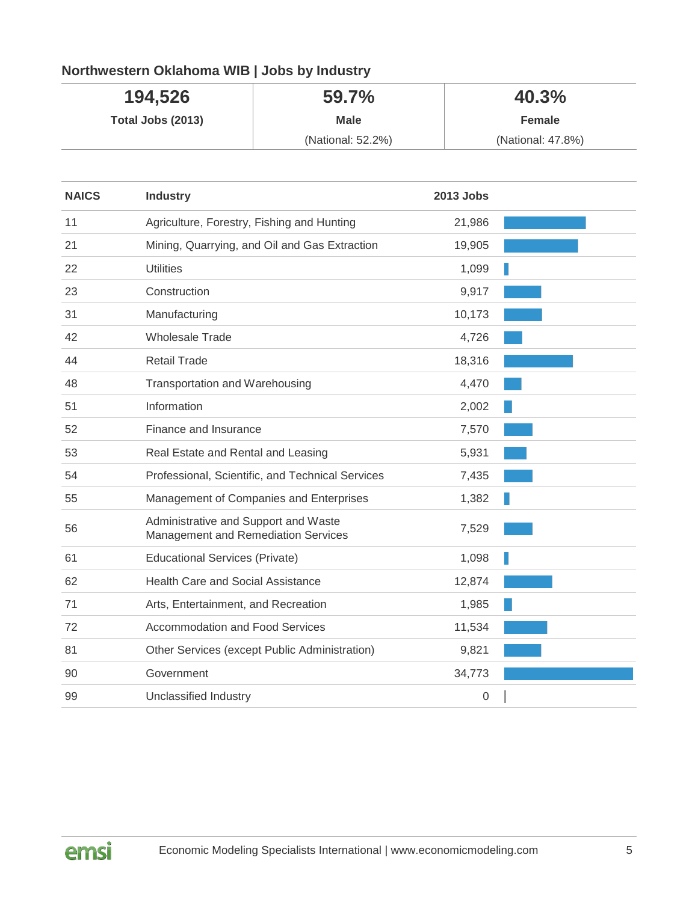## Northwestern Oklahoma WIB | Jobs by Industry

| 194,526 | 59.7% | 40.3% |
|---|---|---|
| Total Jobs (2013) | Male | Female |
| | (National: 52.2%) | (National: 47.8%) |

| NAICS | Industry | 2013 Jobs |
|---|---|---|
| 11 | Agriculture, Forestry, Fishing and Hunting | 21,986 |
| 21 | Mining, Quarrying, and Oil and Gas Extraction | 19,905 |
| 22 | Utilities | 1,099 |
| 23 | Construction | 9,917 |
| 31 | Manufacturing | 10,173 |
| 42 | Wholesale Trade | 4,726 |
| 44 | Retail Trade | 18,316 |
| 48 | Transportation and Warehousing | 4,470 |
| 51 | Information | 2,002 |
| 52 | Finance and Insurance | 7,570 |
| 53 | Real Estate and Rental and Leasing | 5,931 |
| 54 | Professional, Scientific, and Technical Services | 7,435 |
| 55 | Management of Companies and Enterprises | 1,382 |
| 56 | Administrative and Support and Waste Management and Remediation Services | 7,529 |
| 61 | Educational Services (Private) | 1,098 |
| 62 | Health Care and Social Assistance | 12,874 |
| 71 | Arts, Entertainment, and Recreation | 1,985 |
| 72 | Accommodation and Food Services | 11,534 |
| 81 | Other Services (except Public Administration) | 9,821 |
| 90 | Government | 34,773 |
| 99 | Unclassified Industry | 0 |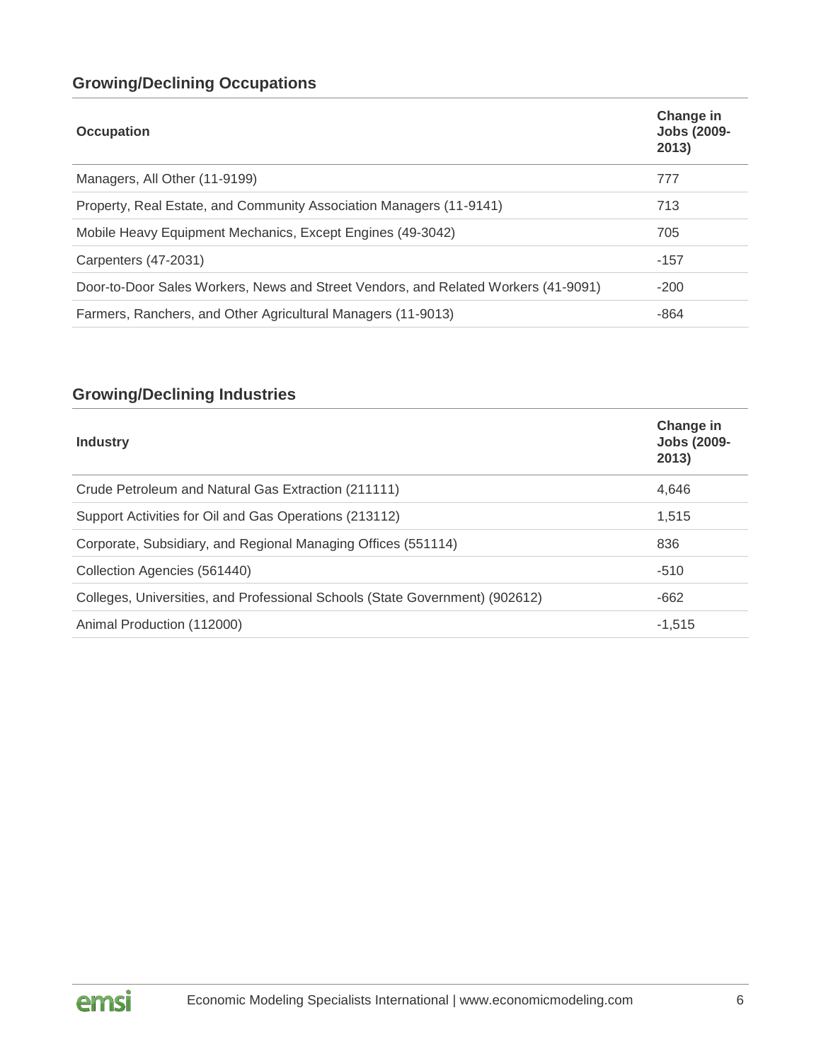## Growing/Declining Occupations

| Occupation | Change in Jobs (2009-2013) |
|---|---|
| Managers, All Other (11-9199) | 777 |
| Property, Real Estate, and Community Association Managers (11-9141) | 713 |
| Mobile Heavy Equipment Mechanics, Except Engines (49-3042) | 705 |
| Carpenters (47-2031) | -157 |
| Door-to-Door Sales Workers, News and Street Vendors, and Related Workers (41-9091) | -200 |
| Farmers, Ranchers, and Other Agricultural Managers (11-9013) | -864 |

## Growing/Declining Industries

| Industry | Change in Jobs (2009-2013) |
|---|---|
| Crude Petroleum and Natural Gas Extraction (211111) | 4,646 |
| Support Activities for Oil and Gas Operations (213112) | 1,515 |
| Corporate, Subsidiary, and Regional Managing Offices (551114) | 836 |
| Collection Agencies (561440) | -510 |
| Colleges, Universities, and Professional Schools (State Government) (902612) | -662 |
| Animal Production (112000) | -1,515 |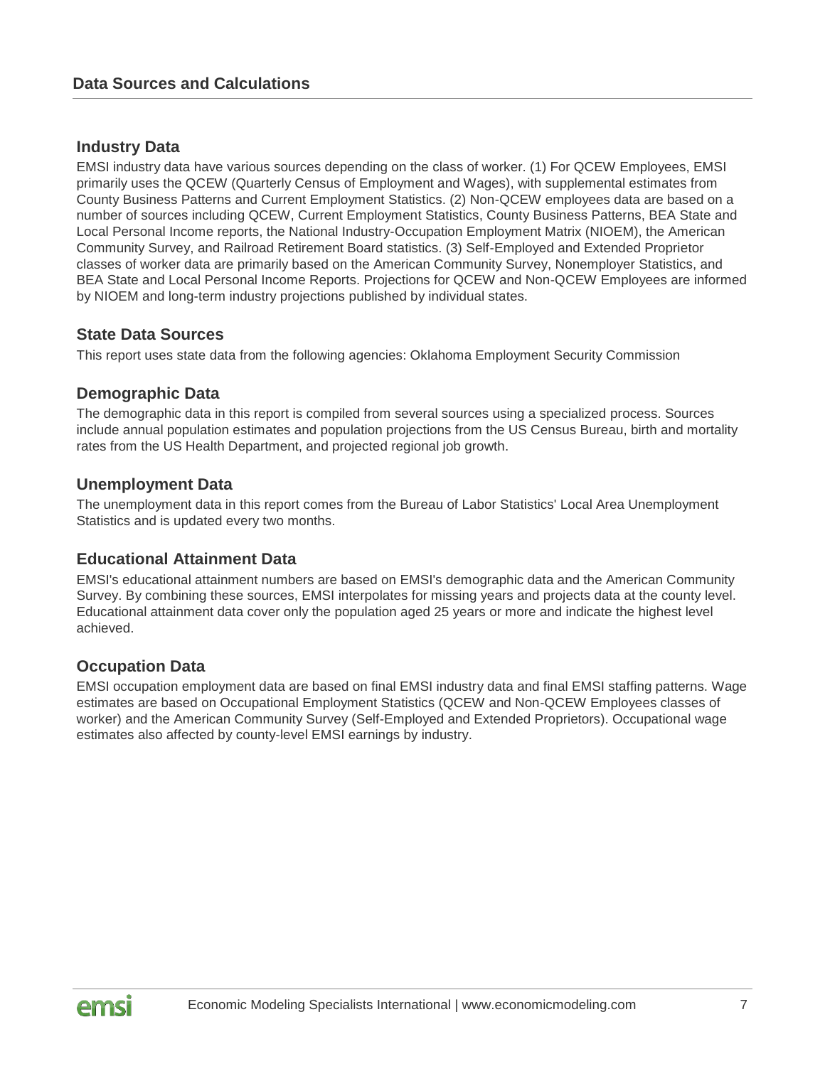## Data Sources and Calculations

### Industry Data

EMSI industry data have various sources depending on the class of worker. (1) For QCEW Employees, EMSI primarily uses the QCEW (Quarterly Census of Employment and Wages), with supplemental estimates from County Business Patterns and Current Employment Statistics. (2) Non-QCEW employees data are based on a number of sources including QCEW, Current Employment Statistics, County Business Patterns, BEA State and Local Personal Income reports, the National Industry-Occupation Employment Matrix (NIOEM), the American Community Survey, and Railroad Retirement Board statistics. (3) Self-Employed and Extended Proprietor classes of worker data are primarily based on the American Community Survey, Nonemployer Statistics, and BEA State and Local Personal Income Reports. Projections for QCEW and Non-QCEW Employees are informed by NIOEM and long-term industry projections published by individual states.

### State Data Sources

This report uses state data from the following agencies: Oklahoma Employment Security Commission

### Demographic Data

The demographic data in this report is compiled from several sources using a specialized process. Sources include annual population estimates and population projections from the US Census Bureau, birth and mortality rates from the US Health Department, and projected regional job growth.

### Unemployment Data

The unemployment data in this report comes from the Bureau of Labor Statistics' Local Area Unemployment Statistics and is updated every two months.

### Educational Attainment Data

EMSI's educational attainment numbers are based on EMSI's demographic data and the American Community Survey. By combining these sources, EMSI interpolates for missing years and projects data at the county level. Educational attainment data cover only the population aged 25 years or more and indicate the highest level achieved.

### Occupation Data

EMSI occupation employment data are based on final EMSI industry data and final EMSI staffing patterns. Wage estimates are based on Occupational Employment Statistics (QCEW and Non-QCEW Employees classes of worker) and the American Community Survey (Self-Employed and Extended Proprietors). Occupational wage estimates also affected by county-level EMSI earnings by industry.